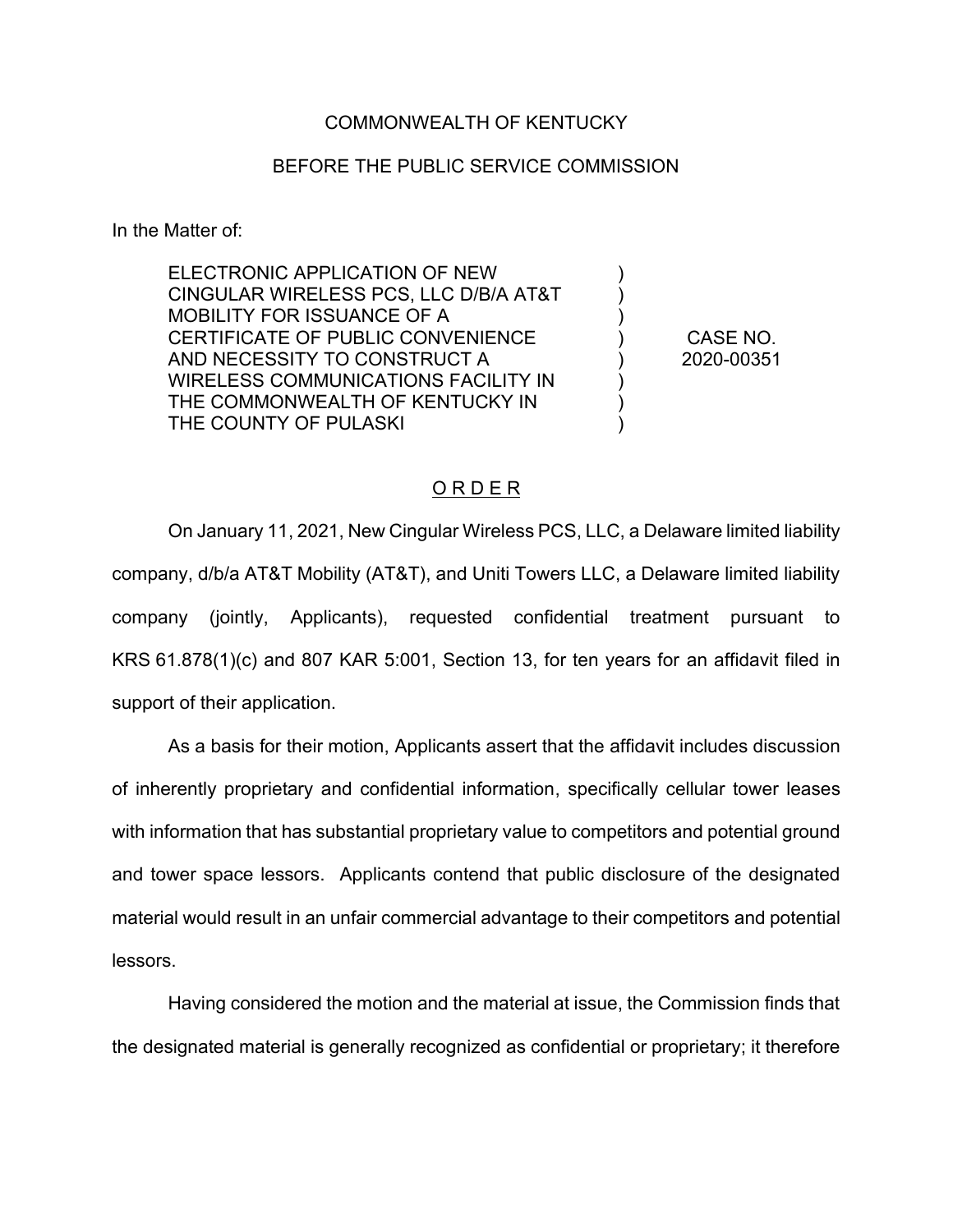COMMONWEALTH OF KENTUCKY

BEFORE THE PUBLIC SERVICE COMMISSION

In the Matter of:

| | | |
|---|---|---|
| ELECTRONIC APPLICATION OF NEW CINGULAR WIRELESS PCS, LLC D/B/A AT&T MOBILITY FOR ISSUANCE OF A CERTIFICATE OF PUBLIC CONVENIENCE AND NECESSITY TO CONSTRUCT A WIRELESS COMMUNICATIONS FACILITY IN THE COMMONWEALTH OF KENTUCKY IN THE COUNTY OF PULASKI | ) ) ) ) ) ) ) ) | CASE NO. 2020-00351 |

## O R D E R

On January 11, 2021, New Cingular Wireless PCS, LLC, a Delaware limited liability company, d/b/a AT&T Mobility (AT&T), and Uniti Towers LLC, a Delaware limited liability company (jointly, Applicants), requested confidential treatment pursuant to KRS 61.878(1)(c) and 807 KAR 5:001, Section 13, for ten years for an affidavit filed in support of their application.

As a basis for their motion, Applicants assert that the affidavit includes discussion of inherently proprietary and confidential information, specifically cellular tower leases with information that has substantial proprietary value to competitors and potential ground and tower space lessors. Applicants contend that public disclosure of the designated material would result in an unfair commercial advantage to their competitors and potential lessors.

Having considered the motion and the material at issue, the Commission finds that the designated material is generally recognized as confidential or proprietary; it therefore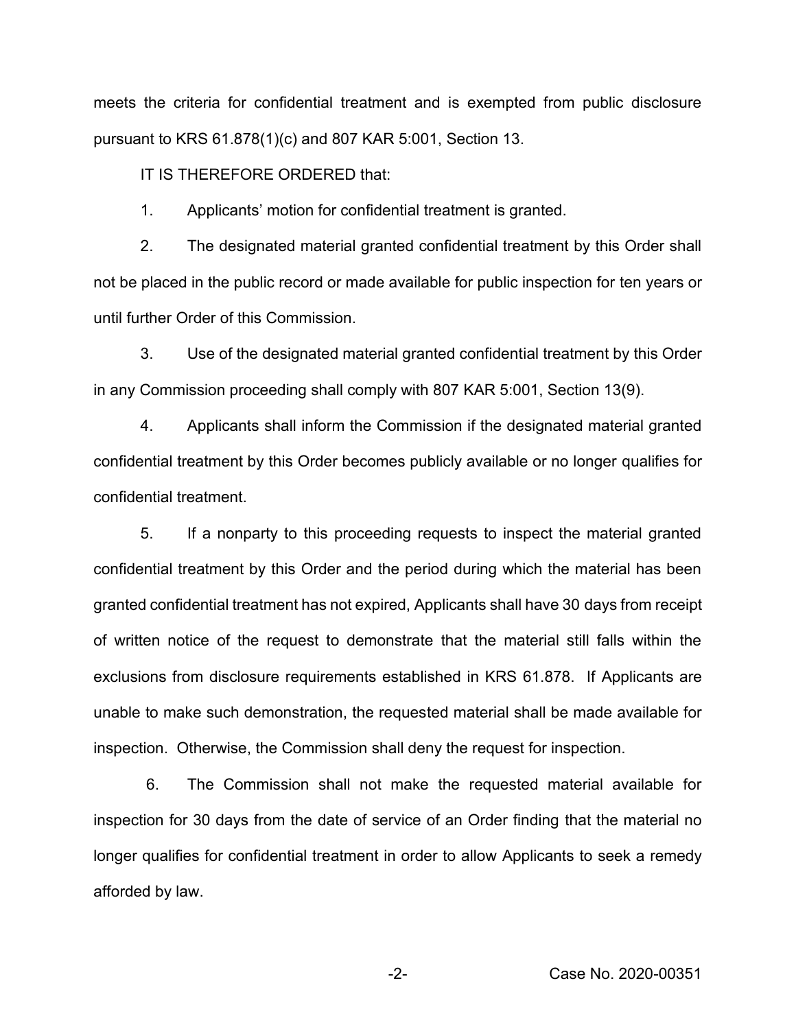meets the criteria for confidential treatment and is exempted from public disclosure pursuant to KRS 61.878(1)(c) and 807 KAR 5:001, Section 13.

IT IS THEREFORE ORDERED that:

1. Applicants' motion for confidential treatment is granted.

2. The designated material granted confidential treatment by this Order shall not be placed in the public record or made available for public inspection for ten years or until further Order of this Commission.

3. Use of the designated material granted confidential treatment by this Order in any Commission proceeding shall comply with 807 KAR 5:001, Section 13(9).

4. Applicants shall inform the Commission if the designated material granted confidential treatment by this Order becomes publicly available or no longer qualifies for confidential treatment.

5. If a nonparty to this proceeding requests to inspect the material granted confidential treatment by this Order and the period during which the material has been granted confidential treatment has not expired, Applicants shall have 30 days from receipt of written notice of the request to demonstrate that the material still falls within the exclusions from disclosure requirements established in KRS 61.878. If Applicants are unable to make such demonstration, the requested material shall be made available for inspection. Otherwise, the Commission shall deny the request for inspection.

6. The Commission shall not make the requested material available for inspection for 30 days from the date of service of an Order finding that the material no longer qualifies for confidential treatment in order to allow Applicants to seek a remedy afforded by law.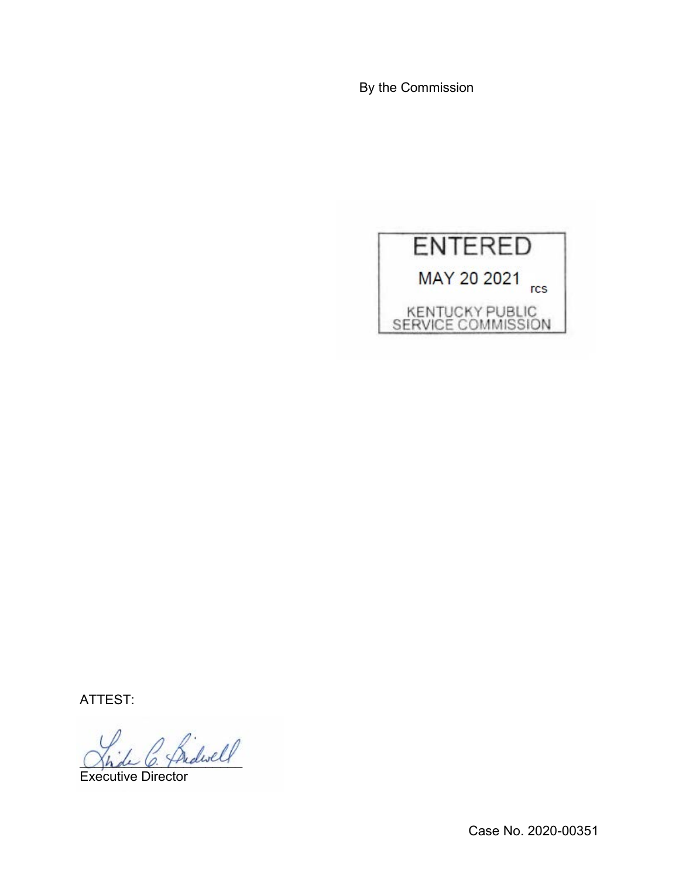By the Commission

ENTERED

MAY 20 2021 rcs

KENTUCKY PUBLIC SERVICE COMMISSION

ATTEST:

Executive Director

Case No. 2020-00351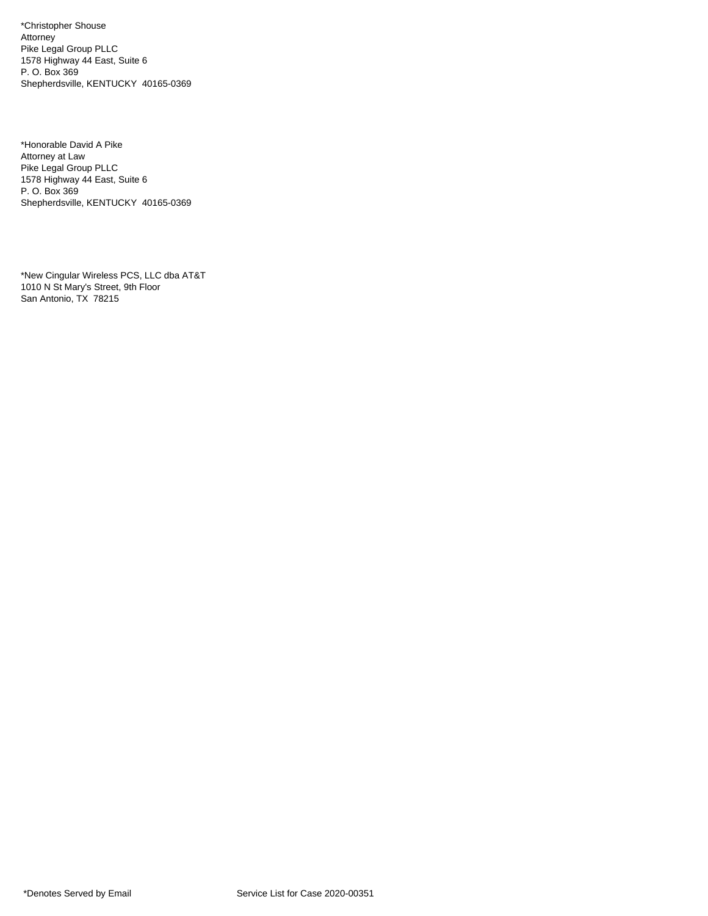*Christopher Shouse
Attorney
Pike Legal Group PLLC
1578 Highway 44 East, Suite 6
P. O. Box 369
Shepherdsville, KENTUCKY  40165-0369

*Honorable David A Pike
Attorney at Law
Pike Legal Group PLLC
1578 Highway 44 East, Suite 6
P. O. Box 369
Shepherdsville, KENTUCKY  40165-0369

*New Cingular Wireless PCS, LLC dba AT&T
1010 N St Mary's Street, 9th Floor
San Antonio, TX  78215

*Denotes Served by Email

Service List for Case 2020-00351